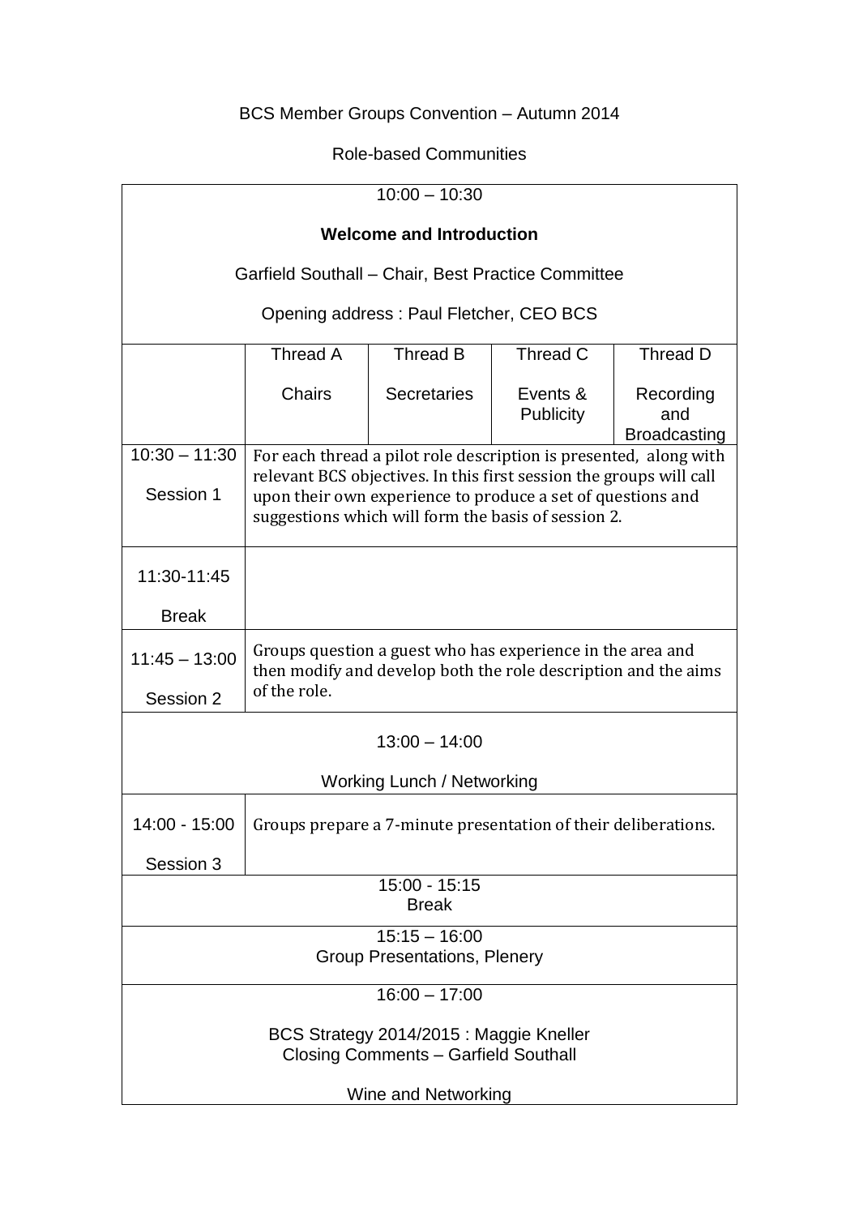BCS Member Groups Convention – Autumn 2014

Role-based Communities

| 10:00 – 10:30<br><br>**Welcome and Introduction**<br><br>Garfield Southall – Chair, Best Practice Committee<br><br>Opening address : Paul Fletcher, CEO BCS | | | | |
|---|---|---|---|---|
| | Thread A<br><br>Chairs | Thread B<br><br>Secretaries | Thread C<br><br>Events & Publicity | Thread D<br><br>Recording and Broadcasting |
| 10:30 – 11:30<br><br>Session 1 | For each thread a pilot role description is presented, along with relevant BCS objectives. In this first session the groups will call upon their own experience to produce a set of questions and suggestions which will form the basis of session 2. | | | |
| 11:30-11:45<br><br>Break | | | | |
| 11:45 – 13:00<br><br>Session 2 | Groups question a guest who has experience in the area and then modify and develop both the role description and the aims of the role. | | | |
| 13:00 – 14:00<br><br>Working Lunch / Networking | | | | |
| 14:00 - 15:00<br><br>Session 3 | Groups prepare a 7-minute presentation of their deliberations. | | | |
| 15:00 - 15:15<br>Break | | | | |
| 15:15 – 16:00<br>Group Presentations, Plenery | | | | |
| 16:00 – 17:00<br><br>BCS Strategy 2014/2015 : Maggie Kneller<br>Closing Comments – Garfield Southall<br><br>Wine and Networking | | | | |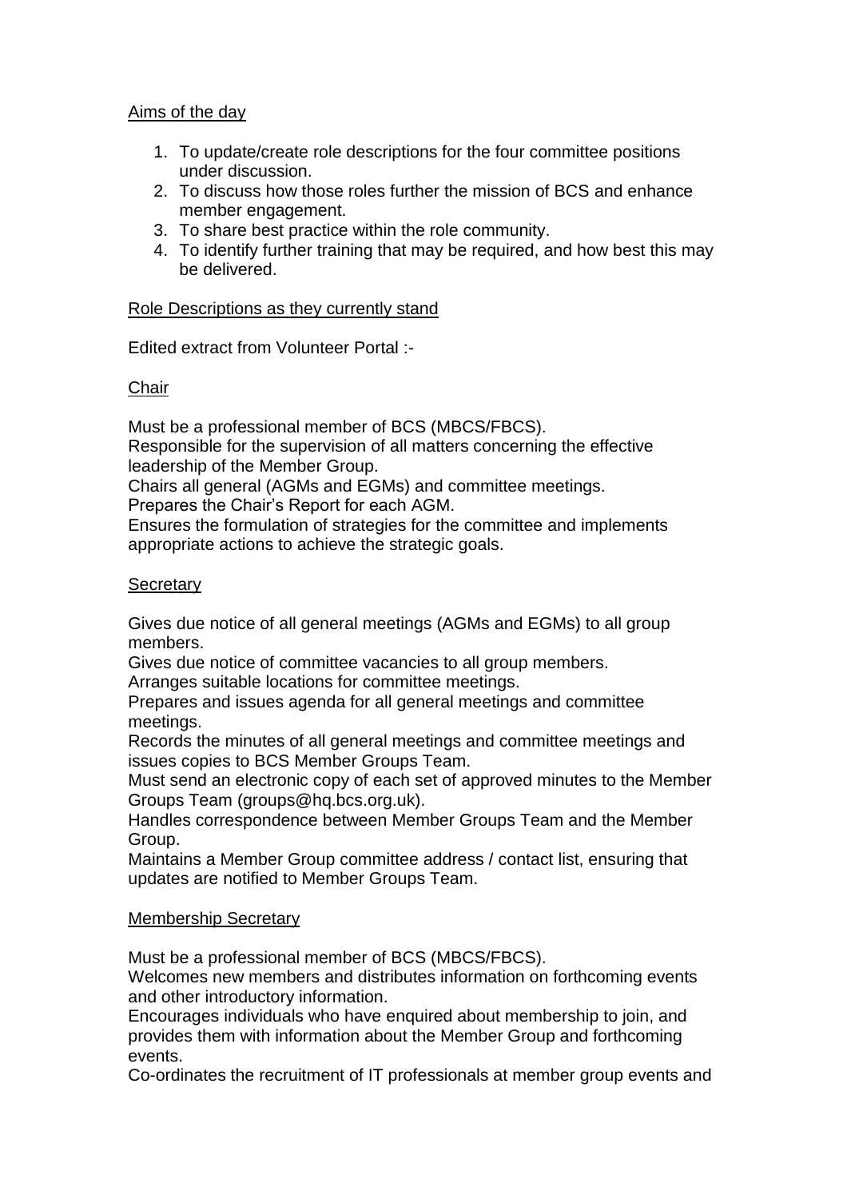## Aims of the day

1. To update/create role descriptions for the four committee positions under discussion.
2. To discuss how those roles further the mission of BCS and enhance member engagement.
3. To share best practice within the role community.
4. To identify further training that may be required, and how best this may be delivered.

## Role Descriptions as they currently stand

Edited extract from Volunteer Portal :-

### Chair

Must be a professional member of BCS (MBCS/FBCS).
Responsible for the supervision of all matters concerning the effective leadership of the Member Group.
Chairs all general (AGMs and EGMs) and committee meetings.
Prepares the Chair's Report for each AGM.
Ensures the formulation of strategies for the committee and implements appropriate actions to achieve the strategic goals.

### Secretary

Gives due notice of all general meetings (AGMs and EGMs) to all group members.
Gives due notice of committee vacancies to all group members.
Arranges suitable locations for committee meetings.
Prepares and issues agenda for all general meetings and committee meetings.
Records the minutes of all general meetings and committee meetings and issues copies to BCS Member Groups Team.
Must send an electronic copy of each set of approved minutes to the Member Groups Team (groups@hq.bcs.org.uk).
Handles correspondence between Member Groups Team and the Member Group.
Maintains a Member Group committee address / contact list, ensuring that updates are notified to Member Groups Team.

### Membership Secretary

Must be a professional member of BCS (MBCS/FBCS).
Welcomes new members and distributes information on forthcoming events and other introductory information.
Encourages individuals who have enquired about membership to join, and provides them with information about the Member Group and forthcoming events.
Co-ordinates the recruitment of IT professionals at member group events and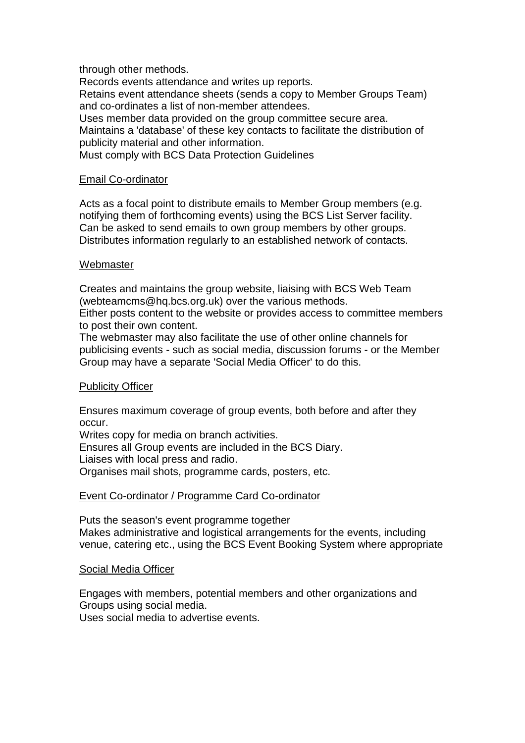through other methods.
Records events attendance and writes up reports.
Retains event attendance sheets (sends a copy to Member Groups Team) and co-ordinates a list of non-member attendees.
Uses member data provided on the group committee secure area.
Maintains a 'database' of these key contacts to facilitate the distribution of publicity material and other information.
Must comply with BCS Data Protection Guidelines

<u>Email Co-ordinator</u>

Acts as a focal point to distribute emails to Member Group members (e.g. notifying them of forthcoming events) using the BCS List Server facility.
Can be asked to send emails to own group members by other groups.
Distributes information regularly to an established network of contacts.

<u>Webmaster</u>

Creates and maintains the group website, liaising with BCS Web Team (webteamcms@hq.bcs.org.uk) over the various methods.
Either posts content to the website or provides access to committee members to post their own content.
The webmaster may also facilitate the use of other online channels for publicising events - such as social media, discussion forums - or the Member Group may have a separate 'Social Media Officer' to do this.

<u>Publicity Officer</u>

Ensures maximum coverage of group events, both before and after they occur.
Writes copy for media on branch activities.
Ensures all Group events are included in the BCS Diary.
Liaises with local press and radio.
Organises mail shots, programme cards, posters, etc.

<u>Event Co-ordinator / Programme Card Co-ordinator</u>

Puts the season's event programme together
Makes administrative and logistical arrangements for the events, including venue, catering etc., using the BCS Event Booking System where appropriate

<u>Social Media Officer</u>

Engages with members, potential members and other organizations and Groups using social media.
Uses social media to advertise events.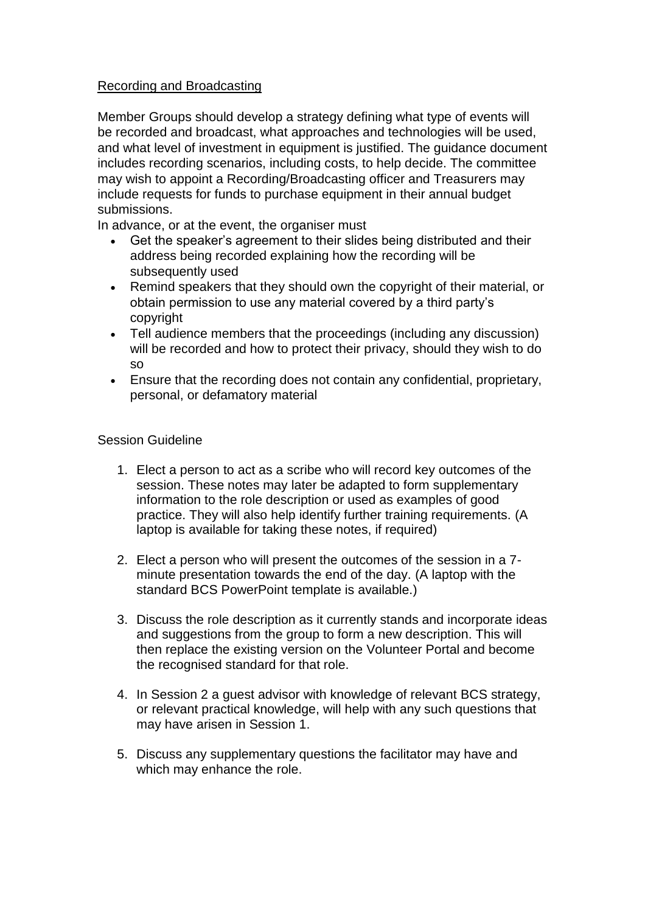Recording and Broadcasting

Member Groups should develop a strategy defining what type of events will be recorded and broadcast, what approaches and technologies will be used, and what level of investment in equipment is justified. The guidance document includes recording scenarios, including costs, to help decide. The committee may wish to appoint a Recording/Broadcasting officer and Treasurers may include requests for funds to purchase equipment in their annual budget submissions.

In advance, or at the event, the organiser must

- Get the speaker's agreement to their slides being distributed and their address being recorded explaining how the recording will be subsequently used
- Remind speakers that they should own the copyright of their material, or obtain permission to use any material covered by a third party's copyright
- Tell audience members that the proceedings (including any discussion) will be recorded and how to protect their privacy, should they wish to do so
- Ensure that the recording does not contain any confidential, proprietary, personal, or defamatory material

Session Guideline

1. Elect a person to act as a scribe who will record key outcomes of the session. These notes may later be adapted to form supplementary information to the role description or used as examples of good practice. They will also help identify further training requirements. (A laptop is available for taking these notes, if required)

2. Elect a person who will present the outcomes of the session in a 7-minute presentation towards the end of the day. (A laptop with the standard BCS PowerPoint template is available.)

3. Discuss the role description as it currently stands and incorporate ideas and suggestions from the group to form a new description. This will then replace the existing version on the Volunteer Portal and become the recognised standard for that role.

4. In Session 2 a guest advisor with knowledge of relevant BCS strategy, or relevant practical knowledge, will help with any such questions that may have arisen in Session 1.

5. Discuss any supplementary questions the facilitator may have and which may enhance the role.